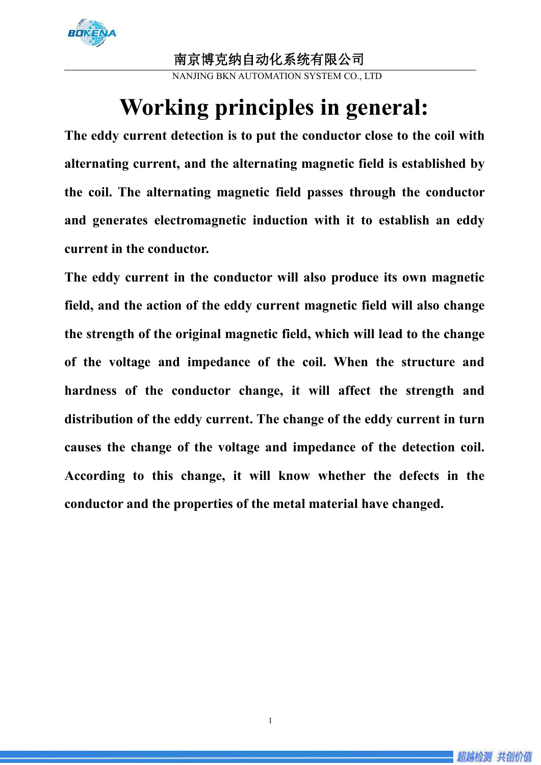# Working principles in general:

**The eddy current detection is to put the conductor close to the coil with alternating current, and the alternating magnetic field is established by the coil. The alternating magnetic field passes through the conductor and generates electromagnetic induction with it to establish an eddy current in the conductor.**

**The eddy current in the conductor will also produce its own magnetic field, and the action of the eddy current magnetic field will also change the strength of the original magnetic field, which will lead to the change of the voltage and impedance of the coil. When the structure and hardness of the conductor change, it will affect the strength and distribution of the eddy current. The change of the eddy current in turn causes the change of the voltage and impedance of the detection coil. According to this change, it will know whether the defects in the conductor and the properties of the metal material have changed.**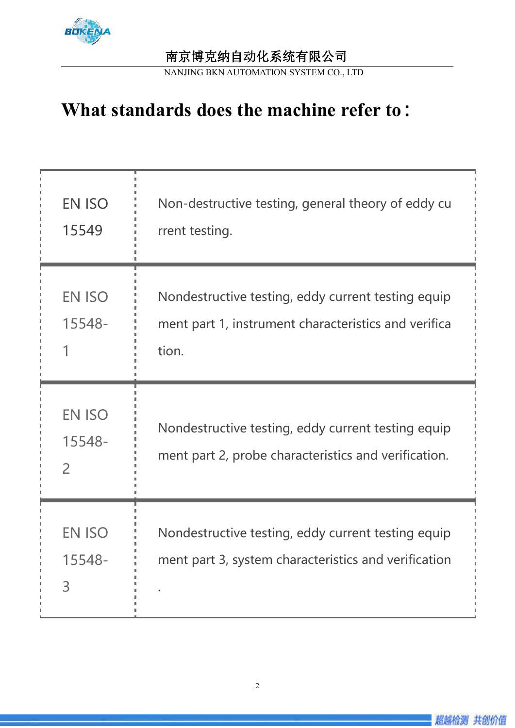# What standards does the machine refer to：

| | |
|---|---|
| EN ISO 15549 | Non-destructive testing, general theory of eddy current testing. |
| EN ISO 15548-1 | Nondestructive testing, eddy current testing equipment part 1, instrument characteristics and verification. |
| EN ISO 15548-2 | Nondestructive testing, eddy current testing equipment part 2, probe characteristics and verification. |
| EN ISO 15548-3 | Nondestructive testing, eddy current testing equipment part 3, system characteristics and verification. |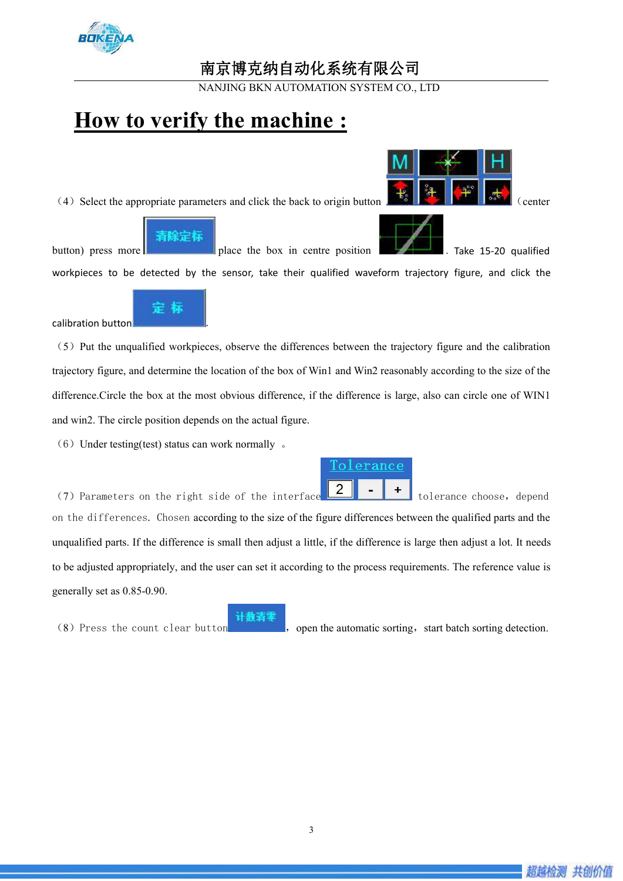# How to verify the machine :

（4）Select the appropriate parameters and click the back to origin button （center button) press more place the box in centre position . Take 15-20 qualified workpieces to be detected by the sensor, take their qualified waveform trajectory figure, and click the calibration button .

（5）Put the unqualified workpieces, observe the differences between the trajectory figure and the calibration trajectory figure, and determine the location of the box of Win1 and Win2 reasonably according to the size of the difference.Circle the box at the most obvious difference, if the difference is large, also can circle one of WIN1 and win2. The circle position depends on the actual figure.

（6）Under testing(test) status can work normally 。

（7）Parameters on the right side of the interface tolerance choose，depend on the differences. Chosen according to the size of the figure differences between the qualified parts and the unqualified parts. If the difference is small then adjust a little, if the difference is large then adjust a lot. It needs to be adjusted appropriately, and the user can set it according to the process requirements. The reference value is generally set as 0.85-0.90.

（8）Press the count clear button ，open the automatic sorting，start batch sorting detection.